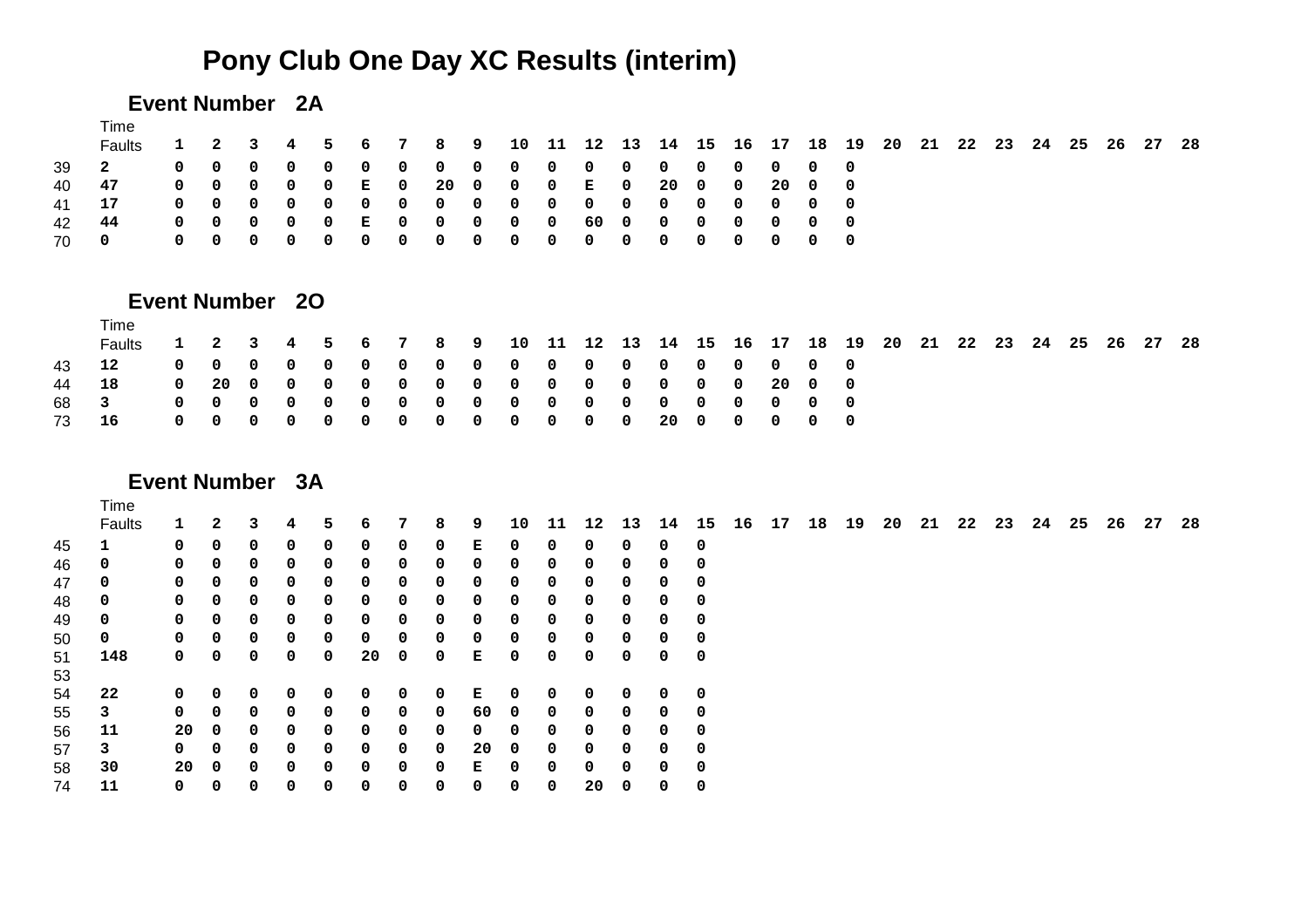# Pony Club One Day XC Results (interim)

## Event Number 2A

| | Time Faults | 1 | 2 | 3 | 4 | 5 | 6 | 7 | 8 | 9 | 10 | 11 | 12 | 13 | 14 | 15 | 16 | 17 | 18 | 19 | 20 | 21 | 22 | 23 | 24 | 25 | 26 | 27 | 28 |
|---|---|---|---|---|---|---|---|---|---|---|---|---|---|---|---|---|---|---|---|---|---|---|---|---|---|---|---|---|---|
| 39 | 2 | 0 | 0 | 0 | 0 | 0 | 0 | 0 | 0 | 0 | 0 | 0 | 0 | 0 | 0 | 0 | 0 | 0 | 0 | 0 | | | | | | | | | |
| 40 | 47 | 0 | 0 | 0 | 0 | 0 | E | 0 | 20 | 0 | 0 | 0 | E | 0 | 20 | 0 | 0 | 20 | 0 | 0 | | | | | | | | | |
| 41 | 17 | 0 | 0 | 0 | 0 | 0 | 0 | 0 | 0 | 0 | 0 | 0 | 0 | 0 | 0 | 0 | 0 | 0 | 0 | 0 | | | | | | | | | |
| 42 | 44 | 0 | 0 | 0 | 0 | 0 | E | 0 | 0 | 0 | 0 | 0 | 60 | 0 | 0 | 0 | 0 | 0 | 0 | 0 | | | | | | | | | |
| 70 | 0 | 0 | 0 | 0 | 0 | 0 | 0 | 0 | 0 | 0 | 0 | 0 | 0 | 0 | 0 | 0 | 0 | 0 | 0 | 0 | | | | | | | | | |

## Event Number 2O

| | Time Faults | 1 | 2 | 3 | 4 | 5 | 6 | 7 | 8 | 9 | 10 | 11 | 12 | 13 | 14 | 15 | 16 | 17 | 18 | 19 | 20 | 21 | 22 | 23 | 24 | 25 | 26 | 27 | 28 |
|---|---|---|---|---|---|---|---|---|---|---|---|---|---|---|---|---|---|---|---|---|---|---|---|---|---|---|---|---|---|
| 43 | 12 | 0 | 0 | 0 | 0 | 0 | 0 | 0 | 0 | 0 | 0 | 0 | 0 | 0 | 0 | 0 | 0 | 0 | 0 | 0 | | | | | | | | | |
| 44 | 18 | 0 | 20 | 0 | 0 | 0 | 0 | 0 | 0 | 0 | 0 | 0 | 0 | 0 | 0 | 0 | 0 | 20 | 0 | 0 | | | | | | | | | |
| 68 | 3 | 0 | 0 | 0 | 0 | 0 | 0 | 0 | 0 | 0 | 0 | 0 | 0 | 0 | 0 | 0 | 0 | 0 | 0 | 0 | | | | | | | | | |
| 73 | 16 | 0 | 0 | 0 | 0 | 0 | 0 | 0 | 0 | 0 | 0 | 0 | 0 | 0 | 20 | 0 | 0 | 0 | 0 | 0 | | | | | | | | | |

## Event Number 3A

| | Time Faults | 1 | 2 | 3 | 4 | 5 | 6 | 7 | 8 | 9 | 10 | 11 | 12 | 13 | 14 | 15 | 16 | 17 | 18 | 19 | 20 | 21 | 22 | 23 | 24 | 25 | 26 | 27 | 28 |
|---|---|---|---|---|---|---|---|---|---|---|---|---|---|---|---|---|---|---|---|---|---|---|---|---|---|---|---|---|---|
| 45 | 1 | 0 | 0 | 0 | 0 | 0 | 0 | 0 | 0 | E | 0 | 0 | 0 | 0 | 0 | 0 | | | | | | | | | | | | | |
| 46 | 0 | 0 | 0 | 0 | 0 | 0 | 0 | 0 | 0 | 0 | 0 | 0 | 0 | 0 | 0 | 0 | | | | | | | | | | | | | |
| 47 | 0 | 0 | 0 | 0 | 0 | 0 | 0 | 0 | 0 | 0 | 0 | 0 | 0 | 0 | 0 | 0 | | | | | | | | | | | | | |
| 48 | 0 | 0 | 0 | 0 | 0 | 0 | 0 | 0 | 0 | 0 | 0 | 0 | 0 | 0 | 0 | 0 | | | | | | | | | | | | | |
| 49 | 0 | 0 | 0 | 0 | 0 | 0 | 0 | 0 | 0 | 0 | 0 | 0 | 0 | 0 | 0 | 0 | | | | | | | | | | | | | |
| 50 | 0 | 0 | 0 | 0 | 0 | 0 | 0 | 0 | 0 | 0 | 0 | 0 | 0 | 0 | 0 | 0 | | | | | | | | | | | | | |
| 51 | 148 | 0 | 0 | 0 | 0 | 0 | 20 | 0 | 0 | E | 0 | 0 | 0 | 0 | 0 | 0 | | | | | | | | | | | | | |
| 53 | | | | | | | | | | | | | | | | | | | | | | | | | | | | | |
| 54 | 22 | 0 | 0 | 0 | 0 | 0 | 0 | 0 | 0 | E | 0 | 0 | 0 | 0 | 0 | 0 | | | | | | | | | | | | | |
| 55 | 3 | 0 | 0 | 0 | 0 | 0 | 0 | 0 | 0 | 60 | 0 | 0 | 0 | 0 | 0 | 0 | | | | | | | | | | | | | |
| 56 | 11 | 20 | 0 | 0 | 0 | 0 | 0 | 0 | 0 | 0 | 0 | 0 | 0 | 0 | 0 | 0 | | | | | | | | | | | | | |
| 57 | 3 | 0 | 0 | 0 | 0 | 0 | 0 | 0 | 0 | 20 | 0 | 0 | 0 | 0 | 0 | 0 | | | | | | | | | | | | | |
| 58 | 30 | 20 | 0 | 0 | 0 | 0 | 0 | 0 | 0 | E | 0 | 0 | 0 | 0 | 0 | 0 | | | | | | | | | | | | | |
| 74 | 11 | 0 | 0 | 0 | 0 | 0 | 0 | 0 | 0 | 0 | 0 | 0 | 20 | 0 | 0 | 0 | | | | | | | | | | | | | |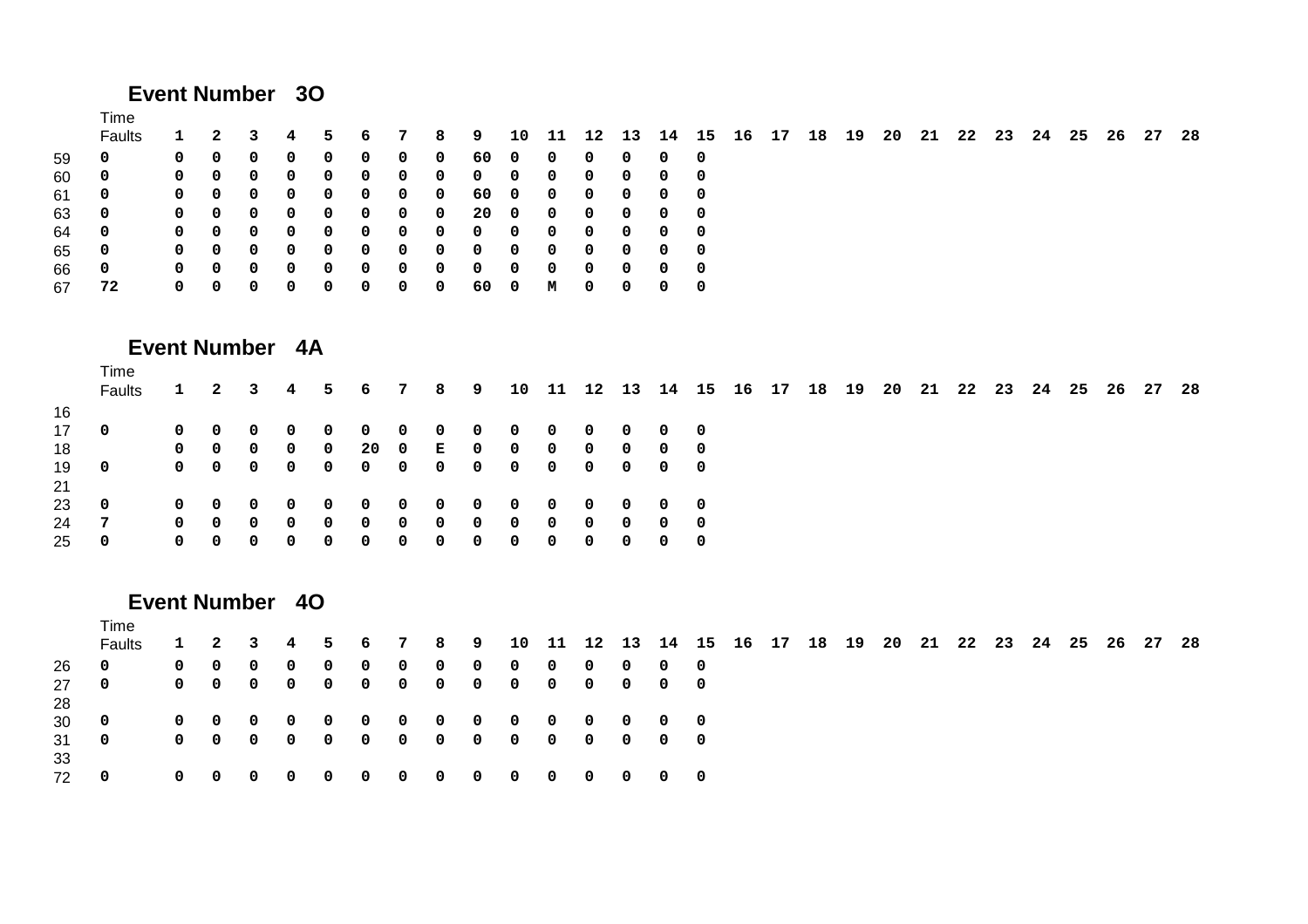## Event Number 3O

| | Time Faults | 1 | 2 | 3 | 4 | 5 | 6 | 7 | 8 | 9 | 10 | 11 | 12 | 13 | 14 | 15 | 16 | 17 | 18 | 19 | 20 | 21 | 22 | 23 | 24 | 25 | 26 | 27 | 28 |
|---|---|---|---|---|---|---|---|---|---|---|---|---|---|---|---|---|---|---|---|---|---|---|---|---|---|---|---|---|---|
| 59 | 0 | 0 | 0 | 0 | 0 | 0 | 0 | 0 | 0 | 60 | 0 | 0 | 0 | 0 | 0 | 0 | | | | | | | | | | | | | |
| 60 | 0 | 0 | 0 | 0 | 0 | 0 | 0 | 0 | 0 | 0 | 0 | 0 | 0 | 0 | 0 | 0 | | | | | | | | | | | | | |
| 61 | 0 | 0 | 0 | 0 | 0 | 0 | 0 | 0 | 0 | 60 | 0 | 0 | 0 | 0 | 0 | 0 | | | | | | | | | | | | | |
| 63 | 0 | 0 | 0 | 0 | 0 | 0 | 0 | 0 | 0 | 20 | 0 | 0 | 0 | 0 | 0 | 0 | | | | | | | | | | | | | |
| 64 | 0 | 0 | 0 | 0 | 0 | 0 | 0 | 0 | 0 | 0 | 0 | 0 | 0 | 0 | 0 | 0 | | | | | | | | | | | | | |
| 65 | 0 | 0 | 0 | 0 | 0 | 0 | 0 | 0 | 0 | 0 | 0 | 0 | 0 | 0 | 0 | 0 | | | | | | | | | | | | | |
| 66 | 0 | 0 | 0 | 0 | 0 | 0 | 0 | 0 | 0 | 0 | 0 | 0 | 0 | 0 | 0 | 0 | | | | | | | | | | | | | |
| 67 | 72 | 0 | 0 | 0 | 0 | 0 | 0 | 0 | 0 | 60 | 0 | M | 0 | 0 | 0 | 0 | | | | | | | | | | | | | |

## Event Number 4A

| | Time Faults | 1 | 2 | 3 | 4 | 5 | 6 | 7 | 8 | 9 | 10 | 11 | 12 | 13 | 14 | 15 | 16 | 17 | 18 | 19 | 20 | 21 | 22 | 23 | 24 | 25 | 26 | 27 | 28 |
|---|---|---|---|---|---|---|---|---|---|---|---|---|---|---|---|---|---|---|---|---|---|---|---|---|---|---|---|---|---|
| 16 | | | | | | | | | | | | | | | | | | | | | | | | | | | | | |
| 17 | 0 | 0 | 0 | 0 | 0 | 0 | 0 | 0 | 0 | 0 | 0 | 0 | 0 | 0 | 0 | 0 | | | | | | | | | | | | | |
| 18 | | 0 | 0 | 0 | 0 | 0 | 20 | 0 | E | 0 | 0 | 0 | 0 | 0 | 0 | 0 | | | | | | | | | | | | | |
| 19 | 0 | 0 | 0 | 0 | 0 | 0 | 0 | 0 | 0 | 0 | 0 | 0 | 0 | 0 | 0 | 0 | | | | | | | | | | | | | |
| 21 | | | | | | | | | | | | | | | | | | | | | | | | | | | | | |
| 23 | 0 | 0 | 0 | 0 | 0 | 0 | 0 | 0 | 0 | 0 | 0 | 0 | 0 | 0 | 0 | 0 | | | | | | | | | | | | | |
| 24 | 7 | 0 | 0 | 0 | 0 | 0 | 0 | 0 | 0 | 0 | 0 | 0 | 0 | 0 | 0 | 0 | | | | | | | | | | | | | |
| 25 | 0 | 0 | 0 | 0 | 0 | 0 | 0 | 0 | 0 | 0 | 0 | 0 | 0 | 0 | 0 | 0 | | | | | | | | | | | | | |

## Event Number 4O

| | Time Faults | 1 | 2 | 3 | 4 | 5 | 6 | 7 | 8 | 9 | 10 | 11 | 12 | 13 | 14 | 15 | 16 | 17 | 18 | 19 | 20 | 21 | 22 | 23 | 24 | 25 | 26 | 27 | 28 |
|---|---|---|---|---|---|---|---|---|---|---|---|---|---|---|---|---|---|---|---|---|---|---|---|---|---|---|---|---|---|
| 26 | 0 | 0 | 0 | 0 | 0 | 0 | 0 | 0 | 0 | 0 | 0 | 0 | 0 | 0 | 0 | 0 | | | | | | | | | | | | | |
| 27 | 0 | 0 | 0 | 0 | 0 | 0 | 0 | 0 | 0 | 0 | 0 | 0 | 0 | 0 | 0 | 0 | | | | | | | | | | | | | |
| 28 | | | | | | | | | | | | | | | | | | | | | | | | | | | | | |
| 30 | 0 | 0 | 0 | 0 | 0 | 0 | 0 | 0 | 0 | 0 | 0 | 0 | 0 | 0 | 0 | 0 | | | | | | | | | | | | | |
| 31 | 0 | 0 | 0 | 0 | 0 | 0 | 0 | 0 | 0 | 0 | 0 | 0 | 0 | 0 | 0 | 0 | | | | | | | | | | | | | |
| 33 | | | | | | | | | | | | | | | | | | | | | | | | | | | | | |
| 72 | 0 | 0 | 0 | 0 | 0 | 0 | 0 | 0 | 0 | 0 | 0 | 0 | 0 | 0 | 0 | 0 | | | | | | | | | | | | | |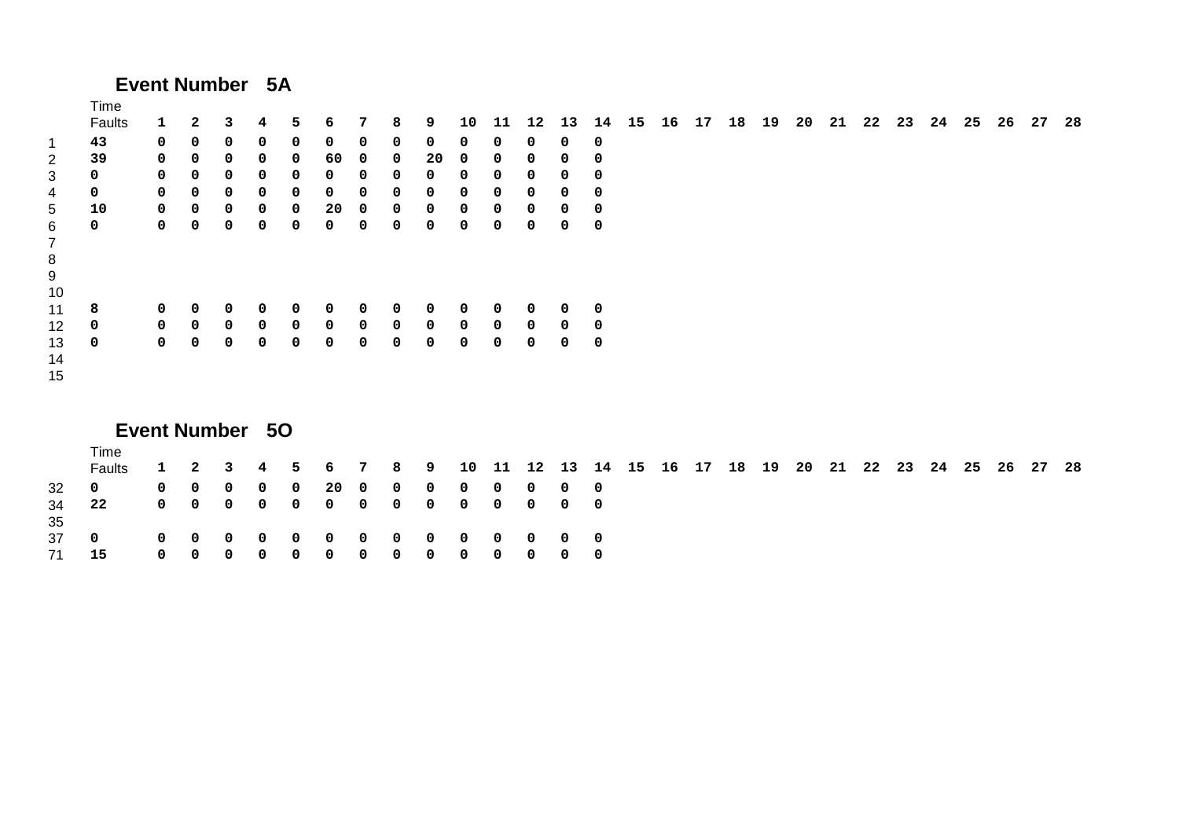## Event Number 5A

| | Time Faults | 1 | 2 | 3 | 4 | 5 | 6 | 7 | 8 | 9 | 10 | 11 | 12 | 13 | 14 | 15 | 16 | 17 | 18 | 19 | 20 | 21 | 22 | 23 | 24 | 25 | 26 | 27 | 28 |
|---|---|---|---|---|---|---|---|---|---|---|---|---|---|---|---|---|---|---|---|---|---|---|---|---|---|---|---|---|---|
| 1 | 43 | 0 | 0 | 0 | 0 | 0 | 0 | 0 | 0 | 0 | 0 | 0 | 0 | 0 | 0 | | | | | | | | | | | | | | |
| 2 | 39 | 0 | 0 | 0 | 0 | 0 | 60 | 0 | 0 | 20 | 0 | 0 | 0 | 0 | 0 | | | | | | | | | | | | | | |
| 3 | 0 | 0 | 0 | 0 | 0 | 0 | 0 | 0 | 0 | 0 | 0 | 0 | 0 | 0 | 0 | | | | | | | | | | | | | | |
| 4 | 0 | 0 | 0 | 0 | 0 | 0 | 0 | 0 | 0 | 0 | 0 | 0 | 0 | 0 | 0 | | | | | | | | | | | | | | |
| 5 | 10 | 0 | 0 | 0 | 0 | 0 | 20 | 0 | 0 | 0 | 0 | 0 | 0 | 0 | 0 | | | | | | | | | | | | | | |
| 6 | 0 | 0 | 0 | 0 | 0 | 0 | 0 | 0 | 0 | 0 | 0 | 0 | 0 | 0 | 0 | | | | | | | | | | | | | | |
| 7 | | | | | | | | | | | | | | | | | | | | | | | | | | | | | |
| 8 | | | | | | | | | | | | | | | | | | | | | | | | | | | | | |
| 9 | | | | | | | | | | | | | | | | | | | | | | | | | | | | | |
| 10 | | | | | | | | | | | | | | | | | | | | | | | | | | | | | |
| 11 | 8 | 0 | 0 | 0 | 0 | 0 | 0 | 0 | 0 | 0 | 0 | 0 | 0 | 0 | 0 | | | | | | | | | | | | | | |
| 12 | 0 | 0 | 0 | 0 | 0 | 0 | 0 | 0 | 0 | 0 | 0 | 0 | 0 | 0 | 0 | | | | | | | | | | | | | | |
| 13 | 0 | 0 | 0 | 0 | 0 | 0 | 0 | 0 | 0 | 0 | 0 | 0 | 0 | 0 | 0 | | | | | | | | | | | | | | |
| 14 | | | | | | | | | | | | | | | | | | | | | | | | | | | | | |
| 15 | | | | | | | | | | | | | | | | | | | | | | | | | | | | | |

## Event Number 5O

| | Time Faults | 1 | 2 | 3 | 4 | 5 | 6 | 7 | 8 | 9 | 10 | 11 | 12 | 13 | 14 | 15 | 16 | 17 | 18 | 19 | 20 | 21 | 22 | 23 | 24 | 25 | 26 | 27 | 28 |
|---|---|---|---|---|---|---|---|---|---|---|---|---|---|---|---|---|---|---|---|---|---|---|---|---|---|---|---|---|---|
| 32 | 0 | 0 | 0 | 0 | 0 | 0 | 20 | 0 | 0 | 0 | 0 | 0 | 0 | 0 | 0 | | | | | | | | | | | | | | |
| 34 | 22 | 0 | 0 | 0 | 0 | 0 | 0 | 0 | 0 | 0 | 0 | 0 | 0 | 0 | 0 | | | | | | | | | | | | | | |
| 35 | | | | | | | | | | | | | | | | | | | | | | | | | | | | | |
| 37 | 0 | 0 | 0 | 0 | 0 | 0 | 0 | 0 | 0 | 0 | 0 | 0 | 0 | 0 | 0 | | | | | | | | | | | | | | |
| 71 | 15 | 0 | 0 | 0 | 0 | 0 | 0 | 0 | 0 | 0 | 0 | 0 | 0 | 0 | 0 | | | | | | | | | | | | | | |